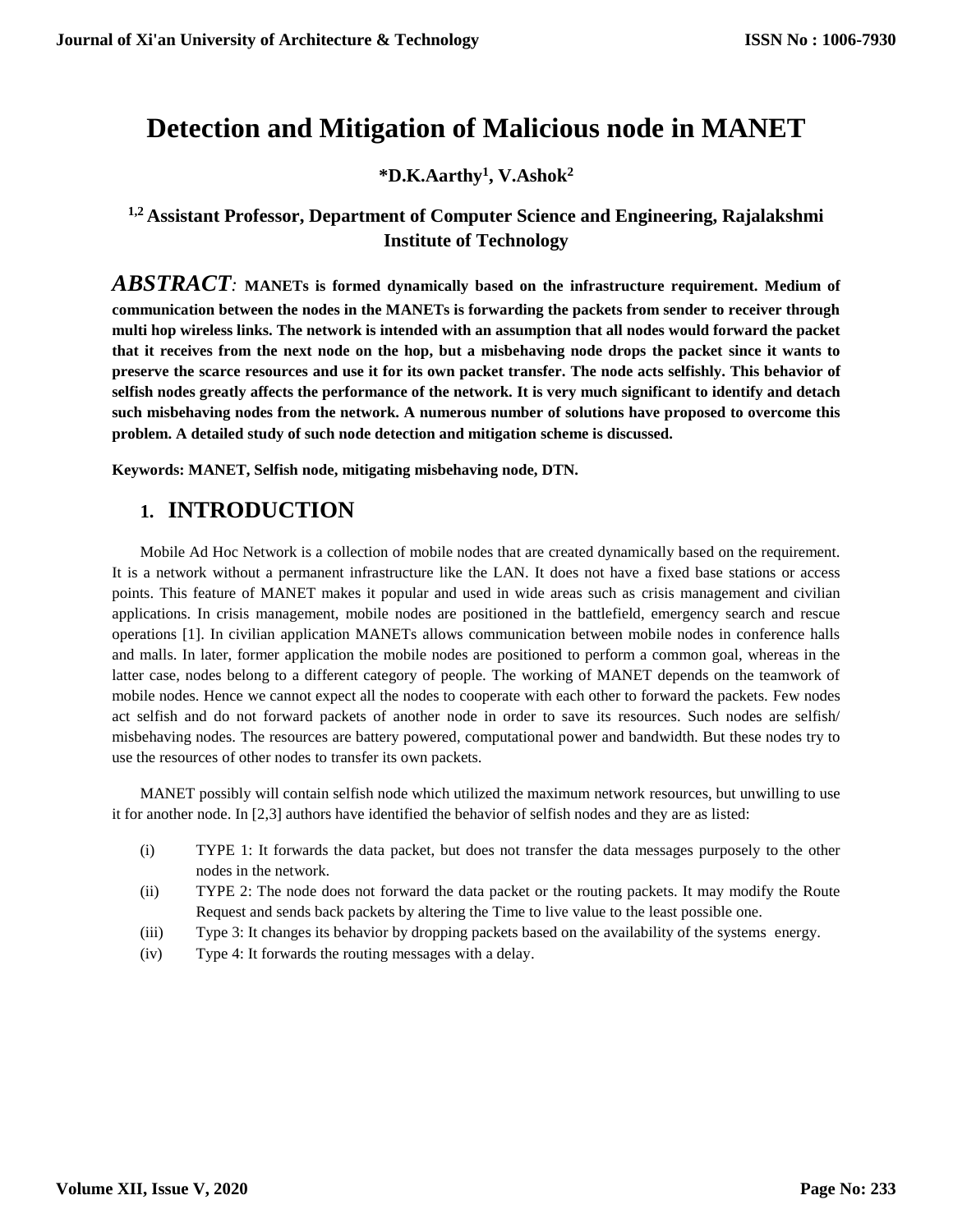# Detection and Mitigation of Malicious node in MANET

**\*D.K.Aarthy[1], V.Ashok[2]**

**[1,2] Assistant Professor, Department of Computer Science and Engineering, Rajalakshmi Institute of Technology**

***ABSTRACT***: **MANETs is formed dynamically based on the infrastructure requirement. Medium of communication between the nodes in the MANETs is forwarding the packets from sender to receiver through multi hop wireless links. The network is intended with an assumption that all nodes would forward the packet that it receives from the next node on the hop, but a misbehaving node drops the packet since it wants to preserve the scarce resources and use it for its own packet transfer. The node acts selfishly. This behavior of selfish nodes greatly affects the performance of the network. It is very much significant to identify and detach such misbehaving nodes from the network. A numerous number of solutions have proposed to overcome this problem. A detailed study of such node detection and mitigation scheme is discussed.**

**Keywords: MANET, Selfish node, mitigating misbehaving node, DTN.**

## 1. INTRODUCTION

Mobile Ad Hoc Network is a collection of mobile nodes that are created dynamically based on the requirement. It is a network without a permanent infrastructure like the LAN. It does not have a fixed base stations or access points. This feature of MANET makes it popular and used in wide areas such as crisis management and civilian applications. In crisis management, mobile nodes are positioned in the battlefield, emergency search and rescue operations [1]. In civilian application MANETs allows communication between mobile nodes in conference halls and malls. In later, former application the mobile nodes are positioned to perform a common goal, whereas in the latter case, nodes belong to a different category of people. The working of MANET depends on the teamwork of mobile nodes. Hence we cannot expect all the nodes to cooperate with each other to forward the packets. Few nodes act selfish and do not forward packets of another node in order to save its resources. Such nodes are selfish/ misbehaving nodes. The resources are battery powered, computational power and bandwidth. But these nodes try to use the resources of other nodes to transfer its own packets.

MANET possibly will contain selfish node which utilized the maximum network resources, but unwilling to use it for another node. In [2,3] authors have identified the behavior of selfish nodes and they are as listed:

(i) TYPE 1: It forwards the data packet, but does not transfer the data messages purposely to the other nodes in the network.

(ii) TYPE 2: The node does not forward the data packet or the routing packets. It may modify the Route Request and sends back packets by altering the Time to live value to the least possible one.

(iii) Type 3: It changes its behavior by dropping packets based on the availability of the systems energy.

(iv) Type 4: It forwards the routing messages with a delay.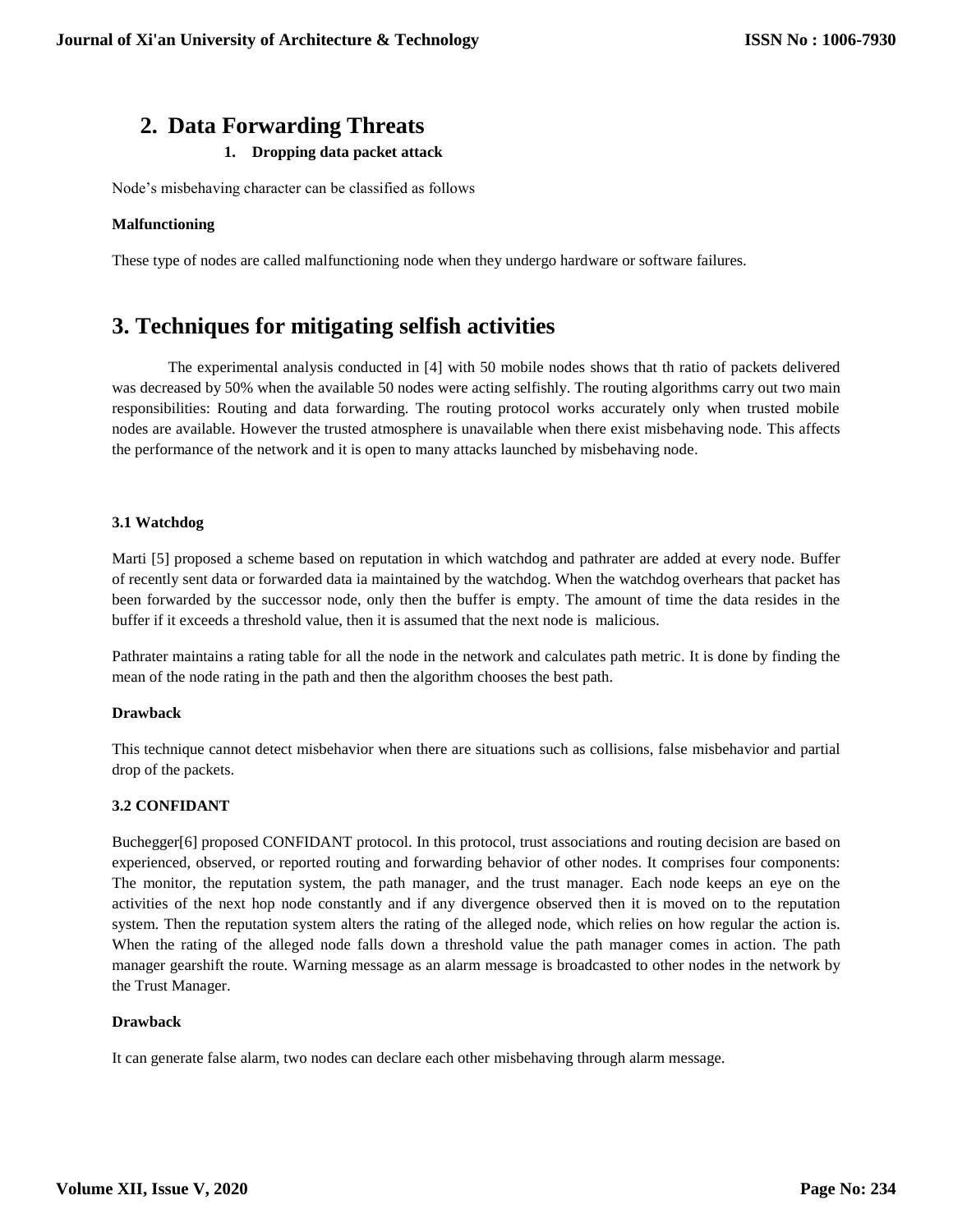## 2. Data Forwarding Threats

### 1. Dropping data packet attack

Node's misbehaving character can be classified as follows

**Malfunctioning**

These type of nodes are called malfunctioning node when they undergo hardware or software failures.

## 3. Techniques for mitigating selfish activities

The experimental analysis conducted in [4] with 50 mobile nodes shows that th ratio of packets delivered was decreased by 50% when the available 50 nodes were acting selfishly. The routing algorithms carry out two main responsibilities: Routing and data forwarding. The routing protocol works accurately only when trusted mobile nodes are available. However the trusted atmosphere is unavailable when there exist misbehaving node. This affects the performance of the network and it is open to many attacks launched by misbehaving node.

**3.1 Watchdog**

Marti [5] proposed a scheme based on reputation in which watchdog and pathrater are added at every node. Buffer of recently sent data or forwarded data ia maintained by the watchdog. When the watchdog overhears that packet has been forwarded by the successor node, only then the buffer is empty. The amount of time the data resides in the buffer if it exceeds a threshold value, then it is assumed that the next node is malicious.

Pathrater maintains a rating table for all the node in the network and calculates path metric. It is done by finding the mean of the node rating in the path and then the algorithm chooses the best path.

**Drawback**

This technique cannot detect misbehavior when there are situations such as collisions, false misbehavior and partial drop of the packets.

**3.2 CONFIDANT**

Buchegger[6] proposed CONFIDANT protocol. In this protocol, trust associations and routing decision are based on experienced, observed, or reported routing and forwarding behavior of other nodes. It comprises four components: The monitor, the reputation system, the path manager, and the trust manager. Each node keeps an eye on the activities of the next hop node constantly and if any divergence observed then it is moved on to the reputation system. Then the reputation system alters the rating of the alleged node, which relies on how regular the action is. When the rating of the alleged node falls down a threshold value the path manager comes in action. The path manager gearshift the route. Warning message as an alarm message is broadcasted to other nodes in the network by the Trust Manager.

**Drawback**

It can generate false alarm, two nodes can declare each other misbehaving through alarm message.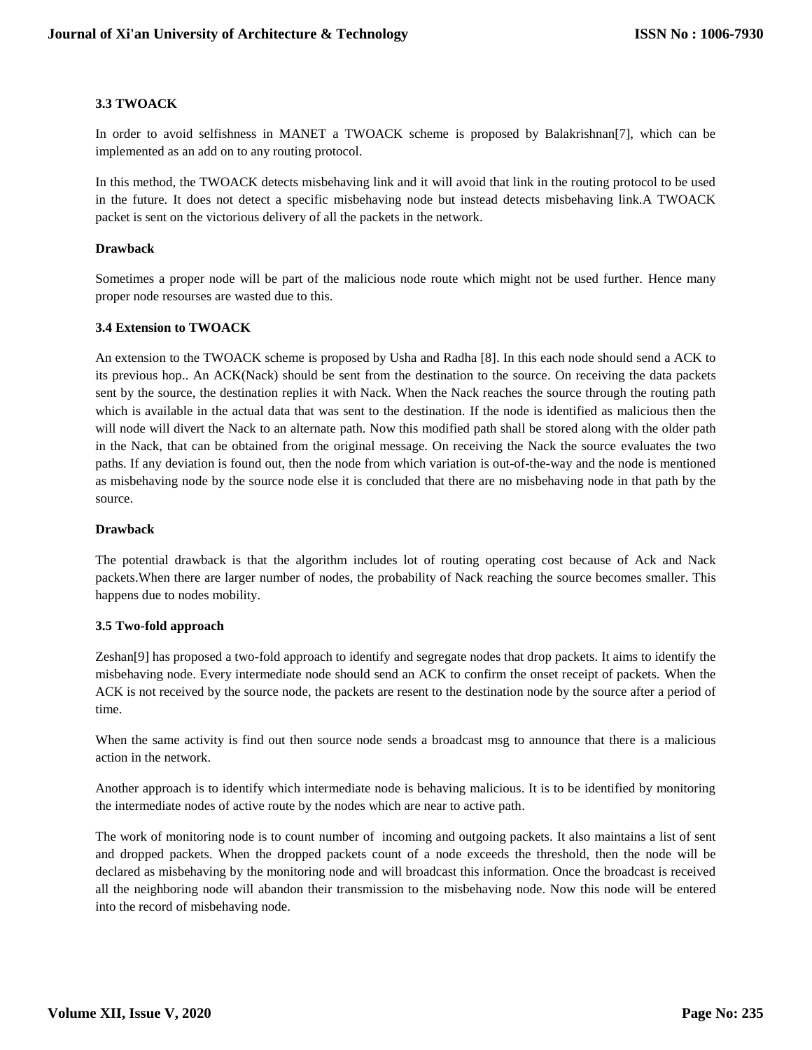### 3.3 TWOACK

In order to avoid selfishness in MANET a TWOACK scheme is proposed by Balakrishnan[7], which can be implemented as an add on to any routing protocol.

In this method, the TWOACK detects misbehaving link and it will avoid that link in the routing protocol to be used in the future. It does not detect a specific misbehaving node but instead detects misbehaving link.A TWOACK packet is sent on the victorious delivery of all the packets in the network.

**Drawback**

Sometimes a proper node will be part of the malicious node route which might not be used further. Hence many proper node resourses are wasted due to this.

### 3.4 Extension to TWOACK

An extension to the TWOACK scheme is proposed by Usha and Radha [8]. In this each node should send a ACK to its previous hop.. An ACK(Nack) should be sent from the destination to the source. On receiving the data packets sent by the source, the destination replies it with Nack. When the Nack reaches the source through the routing path which is available in the actual data that was sent to the destination. If the node is identified as malicious then the will node will divert the Nack to an alternate path. Now this modified path shall be stored along with the older path in the Nack, that can be obtained from the original message. On receiving the Nack the source evaluates the two paths. If any deviation is found out, then the node from which variation is out-of-the-way and the node is mentioned as misbehaving node by the source node else it is concluded that there are no misbehaving node in that path by the source.

**Drawback**

The potential drawback is that the algorithm includes lot of routing operating cost because of Ack and Nack packets.When there are larger number of nodes, the probability of Nack reaching the source becomes smaller. This happens due to nodes mobility.

### 3.5 Two-fold approach

Zeshan[9] has proposed a two-fold approach to identify and segregate nodes that drop packets. It aims to identify the misbehaving node. Every intermediate node should send an ACK to confirm the onset receipt of packets. When the ACK is not received by the source node, the packets are resent to the destination node by the source after a period of time.

When the same activity is find out then source node sends a broadcast msg to announce that there is a malicious action in the network.

Another approach is to identify which intermediate node is behaving malicious. It is to be identified by monitoring the intermediate nodes of active route by the nodes which are near to active path.

The work of monitoring node is to count number of incoming and outgoing packets. It also maintains a list of sent and dropped packets. When the dropped packets count of a node exceeds the threshold, then the node will be declared as misbehaving by the monitoring node and will broadcast this information. Once the broadcast is received all the neighboring node will abandon their transmission to the misbehaving node. Now this node will be entered into the record of misbehaving node.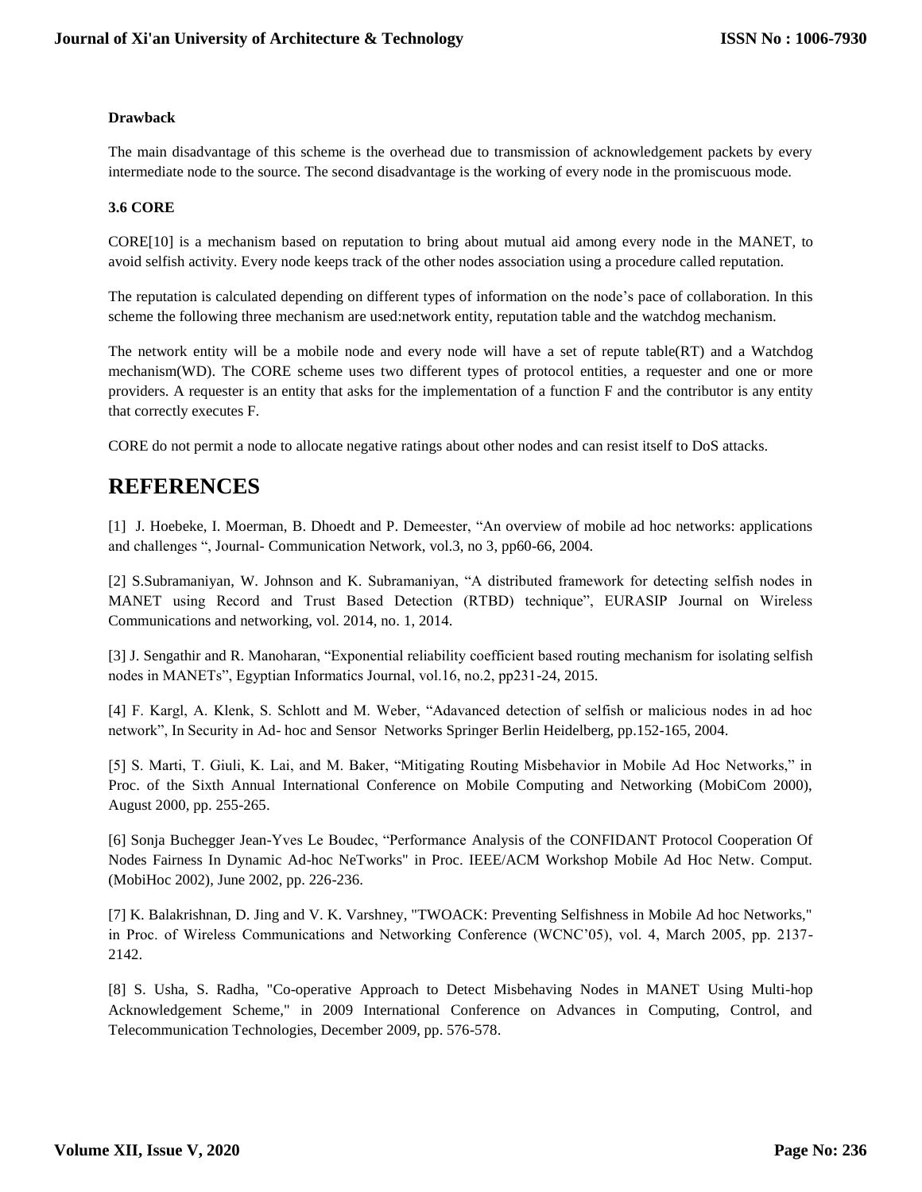**Drawback**

The main disadvantage of this scheme is the overhead due to transmission of acknowledgement packets by every intermediate node to the source. The second disadvantage is the working of every node in the promiscuous mode.

### 3.6 CORE

CORE[10] is a mechanism based on reputation to bring about mutual aid among every node in the MANET, to avoid selfish activity. Every node keeps track of the other nodes association using a procedure called reputation.

The reputation is calculated depending on different types of information on the node's pace of collaboration. In this scheme the following three mechanism are used:network entity, reputation table and the watchdog mechanism.

The network entity will be a mobile node and every node will have a set of repute table(RT) and a Watchdog mechanism(WD). The CORE scheme uses two different types of protocol entities, a requester and one or more providers. A requester is an entity that asks for the implementation of a function F and the contributor is any entity that correctly executes F.

CORE do not permit a node to allocate negative ratings about other nodes and can resist itself to DoS attacks.

# REFERENCES

[1] J. Hoebeke, I. Moerman, B. Dhoedt and P. Demeester, "An overview of mobile ad hoc networks: applications and challenges ", Journal- Communication Network, vol.3, no 3, pp60-66, 2004.

[2] S.Subramaniyan, W. Johnson and K. Subramaniyan, "A distributed framework for detecting selfish nodes in MANET using Record and Trust Based Detection (RTBD) technique", EURASIP Journal on Wireless Communications and networking, vol. 2014, no. 1, 2014.

[3] J. Sengathir and R. Manoharan, "Exponential reliability coefficient based routing mechanism for isolating selfish nodes in MANETs", Egyptian Informatics Journal, vol.16, no.2, pp231-24, 2015.

[4] F. Kargl, A. Klenk, S. Schlott and M. Weber, "Adavanced detection of selfish or malicious nodes in ad hoc network", In Security in Ad- hoc and Sensor Networks Springer Berlin Heidelberg, pp.152-165, 2004.

[5] S. Marti, T. Giuli, K. Lai, and M. Baker, "Mitigating Routing Misbehavior in Mobile Ad Hoc Networks," in Proc. of the Sixth Annual International Conference on Mobile Computing and Networking (MobiCom 2000), August 2000, pp. 255-265.

[6] Sonja Buchegger Jean-Yves Le Boudec, "Performance Analysis of the CONFIDANT Protocol Cooperation Of Nodes Fairness In Dynamic Ad-hoc NeTworks" in Proc. IEEE/ACM Workshop Mobile Ad Hoc Netw. Comput. (MobiHoc 2002), June 2002, pp. 226-236.

[7] K. Balakrishnan, D. Jing and V. K. Varshney, "TWOACK: Preventing Selfishness in Mobile Ad hoc Networks," in Proc. of Wireless Communications and Networking Conference (WCNC'05), vol. 4, March 2005, pp. 2137-2142.

[8] S. Usha, S. Radha, "Co-operative Approach to Detect Misbehaving Nodes in MANET Using Multi-hop Acknowledgement Scheme," in 2009 International Conference on Advances in Computing, Control, and Telecommunication Technologies, December 2009, pp. 576-578.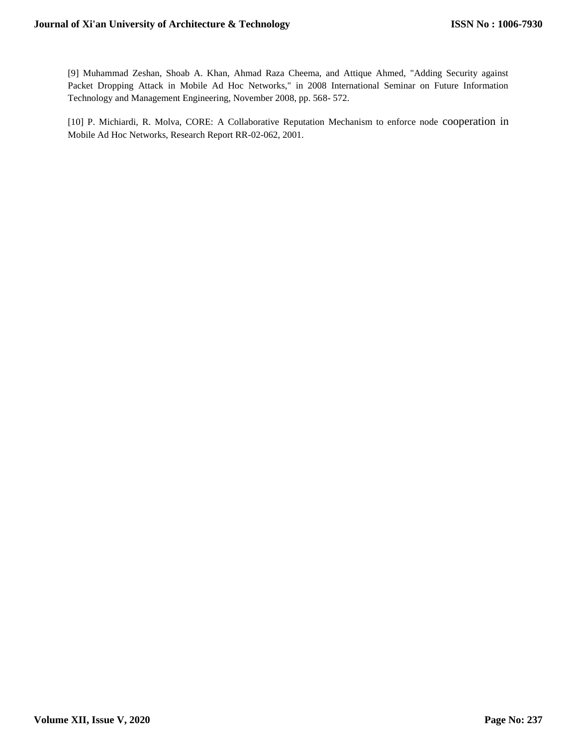[9] Muhammad Zeshan, Shoab A. Khan, Ahmad Raza Cheema, and Attique Ahmed, "Adding Security against Packet Dropping Attack in Mobile Ad Hoc Networks," in 2008 International Seminar on Future Information Technology and Management Engineering, November 2008, pp. 568- 572.

[10] P. Michiardi, R. Molva, CORE: A Collaborative Reputation Mechanism to enforce node cooperation in Mobile Ad Hoc Networks, Research Report RR-02-062, 2001.